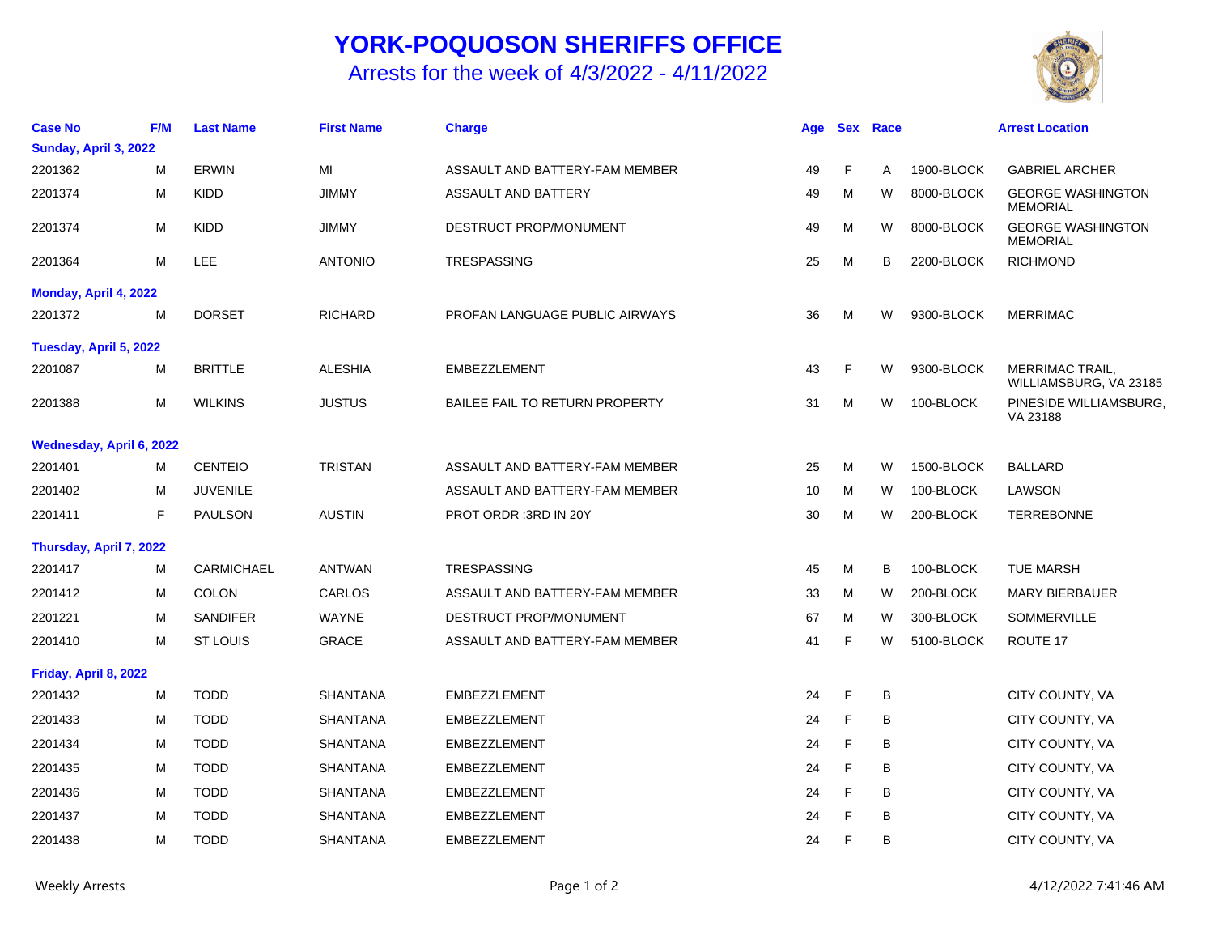# YORK-POQUOSON SHERIFFS OFFICE

## Arrests for the week of 4/3/2022 - 4/11/2022

| Case No | F/M | Last Name | First Name | Charge | Age | Sex | Race | | Arrest Location |
|---|---|---|---|---|---|---|---|---|---|
| **Sunday, April 3, 2022** | | | | | | | | | |
| 2201362 | M | ERWIN | MI | ASSAULT AND BATTERY-FAM MEMBER | 49 | F | A | 1900-BLOCK | GABRIEL ARCHER |
| 2201374 | M | KIDD | JIMMY | ASSAULT AND BATTERY | 49 | M | W | 8000-BLOCK | GEORGE WASHINGTON MEMORIAL |
| 2201374 | M | KIDD | JIMMY | DESTRUCT PROP/MONUMENT | 49 | M | W | 8000-BLOCK | GEORGE WASHINGTON MEMORIAL |
| 2201364 | M | LEE | ANTONIO | TRESPASSING | 25 | M | B | 2200-BLOCK | RICHMOND |
| **Monday, April 4, 2022** | | | | | | | | | |
| 2201372 | M | DORSET | RICHARD | PROFAN LANGUAGE PUBLIC AIRWAYS | 36 | M | W | 9300-BLOCK | MERRIMAC |
| **Tuesday, April 5, 2022** | | | | | | | | | |
| 2201087 | M | BRITTLE | ALESHIA | EMBEZZLEMENT | 43 | F | W | 9300-BLOCK | MERRIMAC TRAIL, WILLIAMSBURG, VA 23185 |
| 2201388 | M | WILKINS | JUSTUS | BAILEE FAIL TO RETURN PROPERTY | 31 | M | W | 100-BLOCK | PINESIDE WILLIAMSBURG, VA 23188 |
| **Wednesday, April 6, 2022** | | | | | | | | | |
| 2201401 | M | CENTEIO | TRISTAN | ASSAULT AND BATTERY-FAM MEMBER | 25 | M | W | 1500-BLOCK | BALLARD |
| 2201402 | M | JUVENILE | | ASSAULT AND BATTERY-FAM MEMBER | 10 | M | W | 100-BLOCK | LAWSON |
| 2201411 | F | PAULSON | AUSTIN | PROT ORDR :3RD IN 20Y | 30 | M | W | 200-BLOCK | TERREBONNE |
| **Thursday, April 7, 2022** | | | | | | | | | |
| 2201417 | M | CARMICHAEL | ANTWAN | TRESPASSING | 45 | M | B | 100-BLOCK | TUE MARSH |
| 2201412 | M | COLON | CARLOS | ASSAULT AND BATTERY-FAM MEMBER | 33 | M | W | 200-BLOCK | MARY BIERBAUER |
| 2201221 | M | SANDIFER | WAYNE | DESTRUCT PROP/MONUMENT | 67 | M | W | 300-BLOCK | SOMMERVILLE |
| 2201410 | M | ST LOUIS | GRACE | ASSAULT AND BATTERY-FAM MEMBER | 41 | F | W | 5100-BLOCK | ROUTE 17 |
| **Friday, April 8, 2022** | | | | | | | | | |
| 2201432 | M | TODD | SHANTANA | EMBEZZLEMENT | 24 | F | B | | CITY COUNTY, VA |
| 2201433 | M | TODD | SHANTANA | EMBEZZLEMENT | 24 | F | B | | CITY COUNTY, VA |
| 2201434 | M | TODD | SHANTANA | EMBEZZLEMENT | 24 | F | B | | CITY COUNTY, VA |
| 2201435 | M | TODD | SHANTANA | EMBEZZLEMENT | 24 | F | B | | CITY COUNTY, VA |
| 2201436 | M | TODD | SHANTANA | EMBEZZLEMENT | 24 | F | B | | CITY COUNTY, VA |
| 2201437 | M | TODD | SHANTANA | EMBEZZLEMENT | 24 | F | B | | CITY COUNTY, VA |
| 2201438 | M | TODD | SHANTANA | EMBEZZLEMENT | 24 | F | B | | CITY COUNTY, VA |

Weekly Arrests — 4/12/2022 7:41:46 AM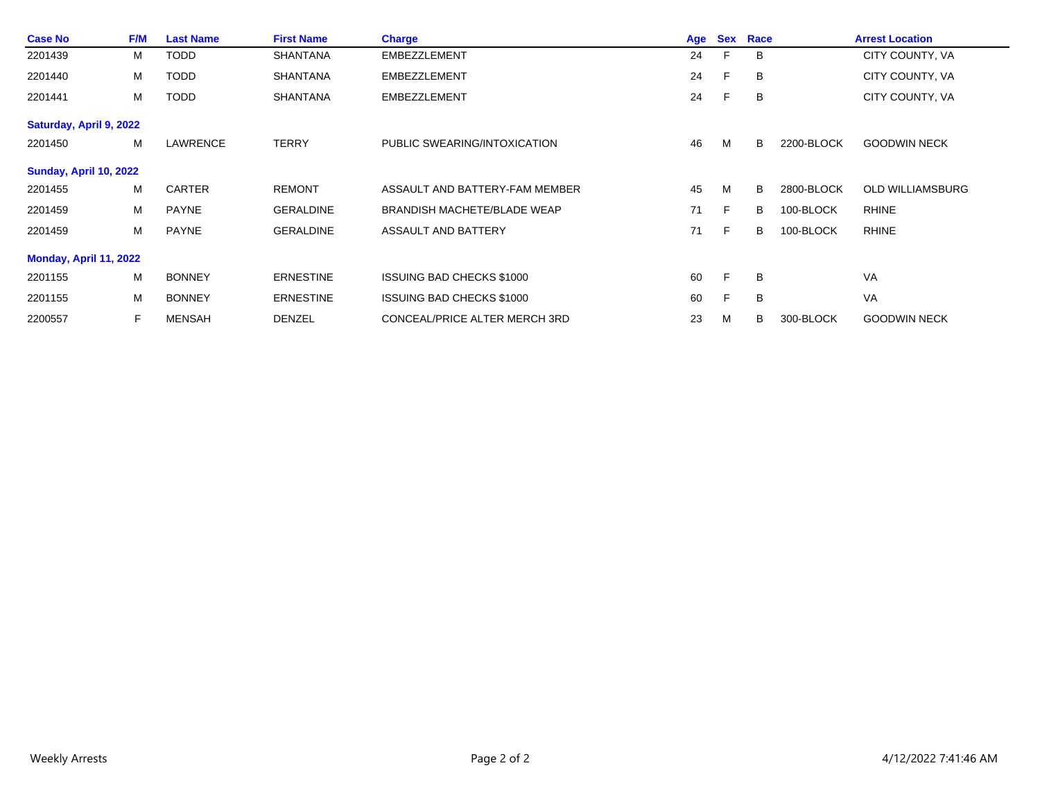| Case No | F/M | Last Name | First Name | Charge | Age | Sex | Race | | Arrest Location |
|---|---|---|---|---|---|---|---|---|---|
| 2201439 | M | TODD | SHANTANA | EMBEZZLEMENT | 24 | F | B | | CITY COUNTY, VA |
| 2201440 | M | TODD | SHANTANA | EMBEZZLEMENT | 24 | F | B | | CITY COUNTY, VA |
| 2201441 | M | TODD | SHANTANA | EMBEZZLEMENT | 24 | F | B | | CITY COUNTY, VA |
| **Saturday, April 9, 2022** | | | | | | | | | |
| 2201450 | M | LAWRENCE | TERRY | PUBLIC SWEARING/INTOXICATION | 46 | M | B | 2200-BLOCK | GOODWIN NECK |
| **Sunday, April 10, 2022** | | | | | | | | | |
| 2201455 | M | CARTER | REMONT | ASSAULT AND BATTERY-FAM MEMBER | 45 | M | B | 2800-BLOCK | OLD WILLIAMSBURG |
| 2201459 | M | PAYNE | GERALDINE | BRANDISH MACHETE/BLADE WEAP | 71 | F | B | 100-BLOCK | RHINE |
| 2201459 | M | PAYNE | GERALDINE | ASSAULT AND BATTERY | 71 | F | B | 100-BLOCK | RHINE |
| **Monday, April 11, 2022** | | | | | | | | | |
| 2201155 | M | BONNEY | ERNESTINE | ISSUING BAD CHECKS $1000 | 60 | F | B | | VA |
| 2201155 | M | BONNEY | ERNESTINE | ISSUING BAD CHECKS $1000 | 60 | F | B | | VA |
| 2200557 | F | MENSAH | DENZEL | CONCEAL/PRICE ALTER MERCH 3RD | 23 | M | B | 300-BLOCK | GOODWIN NECK |